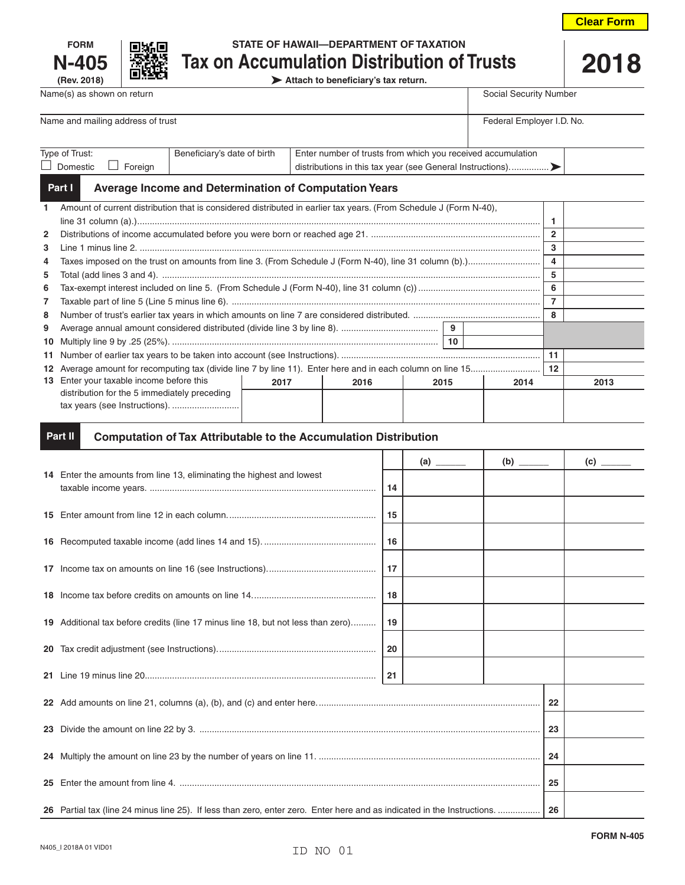FORM **N-405** (Rev. 2018)

STATE OF HAWAII—DEPARTMENT OF TAXATION

# Tax on Accumulation Distribution of Trusts

**2018**

➤ Attach to beneficiary's tax return.

| Name(s) as shown on return | Social Security Number |
|---|---|
| | |
| **Name and mailing address of trust** | **Federal Employer I.D. No.** |
| | |

| Type of Trust: ☐ Domestic ☐ Foreign | Beneficiary's date of birth | Enter number of trusts from which you received accumulation distributions in this tax year (see General Instructions)............... ➤ | |
|---|---|---|---|

## Part I Average Income and Determination of Computation Years

| | | | |
|---|---|---|---|
| 1 | Amount of current distribution that is considered distributed in earlier tax years. (From Schedule J (Form N-40), line 31 column (a).) | 1 | |
| 2 | Distributions of income accumulated before you were born or reached age 21. | 2 | |
| 3 | Line 1 minus line 2. | 3 | |
| 4 | Taxes imposed on the trust on amounts from line 3. (From Schedule J (Form N-40), line 31 column (b).) | 4 | |
| 5 | Total (add lines 3 and 4). | 5 | |
| 6 | Tax-exempt interest included on line 5. (From Schedule J (Form N-40), line 31 column (c)) | 6 | |
| 7 | Taxable part of line 5 (Line 5 minus line 6). | 7 | |
| 8 | Number of trust's earlier tax years in which amounts on line 7 are considered distributed. | 8 | |
| 9 | Average annual amount considered distributed (divide line 3 by line 8). ....... 9 | | |
| 10 | Multiply line 9 by .25 (25%). ....... 10 | | |
| 11 | Number of earlier tax years to be taken into account (see Instructions). | 11 | |
| 12 | Average amount for recomputing tax (divide line 7 by line 11). Enter here and in each column on line 15 | 12 | |

| 13 Enter your taxable income before this distribution for the 5 immediately preceding tax years (see Instructions). | 2017 | 2016 | 2015 | 2014 | 2013 |
|---|---|---|---|---|---|
| | | | | | |

## Part II Computation of Tax Attributable to the Accumulation Distribution

| | | | (a) ______ | (b) ______ | (c) ______ |
|---|---|---|---|---|---|
| 14 | Enter the amounts from line 13, eliminating the highest and lowest taxable income years. | 14 | | | |
| 15 | Enter amount from line 12 in each column. | 15 | | | |
| 16 | Recomputed taxable income (add lines 14 and 15). | 16 | | | |
| 17 | Income tax on amounts on line 16 (see Instructions). | 17 | | | |
| 18 | Income tax before credits on amounts on line 14. | 18 | | | |
| 19 | Additional tax before credits (line 17 minus line 18, but not less than zero) | 19 | | | |
| 20 | Tax credit adjustment (see Instructions). | 20 | | | |
| 21 | Line 19 minus line 20. | 21 | | | |

| | | | |
|---|---|---|---|
| 22 | Add amounts on line 21, columns (a), (b), and (c) and enter here. | 22 | |
| 23 | Divide the amount on line 22 by 3. | 23 | |
| 24 | Multiply the amount on line 23 by the number of years on line 11. | 24 | |
| 25 | Enter the amount from line 4. | 25 | |
| 26 | Partial tax (line 24 minus line 25). If less than zero, enter zero. Enter here and as indicated in the Instructions. | 26 | |

N405_I 2018A 01 VID01

ID NO 01

FORM N-405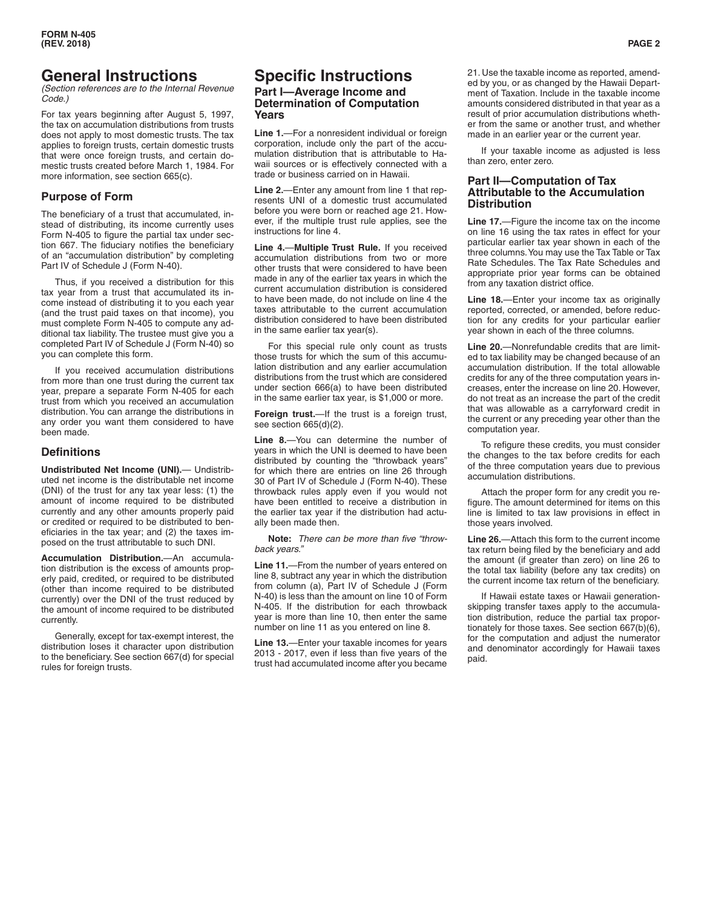# General Instructions

*(Section references are to the Internal Revenue Code.)*

For tax years beginning after August 5, 1997, the tax on accumulation distributions from trusts does not apply to most domestic trusts. The tax applies to foreign trusts, certain domestic trusts that were once foreign trusts, and certain domestic trusts created before March 1, 1984. For more information, see section 665(c).

## Purpose of Form

The beneficiary of a trust that accumulated, instead of distributing, its income currently uses Form N-405 to figure the partial tax under section 667. The fiduciary notifies the beneficiary of an "accumulation distribution" by completing Part IV of Schedule J (Form N-40).

Thus, if you received a distribution for this tax year from a trust that accumulated its income instead of distributing it to you each year (and the trust paid taxes on that income), you must complete Form N-405 to compute any additional tax liability. The trustee must give you a completed Part IV of Schedule J (Form N-40) so you can complete this form.

If you received accumulation distributions from more than one trust during the current tax year, prepare a separate Form N-405 for each trust from which you received an accumulation distribution. You can arrange the distributions in any order you want them considered to have been made.

## Definitions

**Undistributed Net Income (UNI).**— Undistributed net income is the distributable net income (DNI) of the trust for any tax year less: (1) the amount of income required to be distributed currently and any other amounts properly paid or credited or required to be distributed to beneficiaries in the tax year; and (2) the taxes imposed on the trust attributable to such DNI.

**Accumulation Distribution.**—An accumulation distribution is the excess of amounts properly paid, credited, or required to be distributed (other than income required to be distributed currently) over the DNI of the trust reduced by the amount of income required to be distributed currently.

Generally, except for tax-exempt interest, the distribution loses it character upon distribution to the beneficiary. See section 667(d) for special rules for foreign trusts.

# Specific Instructions

## Part I—Average Income and Determination of Computation Years

**Line 1.**—For a nonresident individual or foreign corporation, include only the part of the accumulation distribution that is attributable to Hawaii sources or is effectively connected with a trade or business carried on in Hawaii.

**Line 2.**—Enter any amount from line 1 that represents UNI of a domestic trust accumulated before you were born or reached age 21. However, if the multiple trust rule applies, see the instructions for line 4.

**Line 4.**—**Multiple Trust Rule.** If you received accumulation distributions from two or more other trusts that were considered to have been made in any of the earlier tax years in which the current accumulation distribution is considered to have been made, do not include on line 4 the taxes attributable to the current accumulation distribution considered to have been distributed in the same earlier tax year(s).

For this special rule only count as trusts those trusts for which the sum of this accumulation distribution and any earlier accumulation distributions from the trust which are considered under section 666(a) to have been distributed in the same earlier tax year, is $1,000 or more.

**Foreign trust.**—If the trust is a foreign trust, see section 665(d)(2).

**Line 8.**—You can determine the number of years in which the UNI is deemed to have been distributed by counting the "throwback years" for which there are entries on line 26 through 30 of Part IV of Schedule J (Form N-40). These throwback rules apply even if you would not have been entitled to receive a distribution in the earlier tax year if the distribution had actually been made then.

**Note:** *There can be more than five "throwback years."*

**Line 11.**—From the number of years entered on line 8, subtract any year in which the distribution from column (a), Part IV of Schedule J (Form N-40) is less than the amount on line 10 of Form N-405. If the distribution for each throwback year is more than line 10, then enter the same number on line 11 as you entered on line 8.

**Line 13.**—Enter your taxable incomes for years 2013 - 2017, even if less than five years of the trust had accumulated income after you became 21. Use the taxable income as reported, amended by you, or as changed by the Hawaii Department of Taxation. Include in the taxable income amounts considered distributed in that year as a result of prior accumulation distributions whether from the same or another trust, and whether made in an earlier year or the current year.

If your taxable income as adjusted is less than zero, enter zero.

## Part II—Computation of Tax Attributable to the Accumulation Distribution

**Line 17.**—Figure the income tax on the income on line 16 using the tax rates in effect for your particular earlier tax year shown in each of the three columns. You may use the Tax Table or Tax Rate Schedules. The Tax Rate Schedules and appropriate prior year forms can be obtained from any taxation district office.

**Line 18.**—Enter your income tax as originally reported, corrected, or amended, before reduction for any credits for your particular earlier year shown in each of the three columns.

**Line 20.**—Nonrefundable credits that are limited to tax liability may be changed because of an accumulation distribution. If the total allowable credits for any of the three computation years increases, enter the increase on line 20. However, do not treat as an increase the part of the credit that was allowable as a carryforward credit in the current or any preceding year other than the computation year.

To refigure these credits, you must consider the changes to the tax before credits for each of the three computation years due to previous accumulation distributions.

Attach the proper form for any credit you refigure. The amount determined for items on this line is limited to tax law provisions in effect in those years involved.

**Line 26.**—Attach this form to the current income tax return being filed by the beneficiary and add the amount (if greater than zero) on line 26 to the total tax liability (before any tax credits) on the current income tax return of the beneficiary.

If Hawaii estate taxes or Hawaii generation-skipping transfer taxes apply to the accumulation distribution, reduce the partial tax proportionately for those taxes. See section 667(b)(6), for the computation and adjust the numerator and denominator accordingly for Hawaii taxes paid.